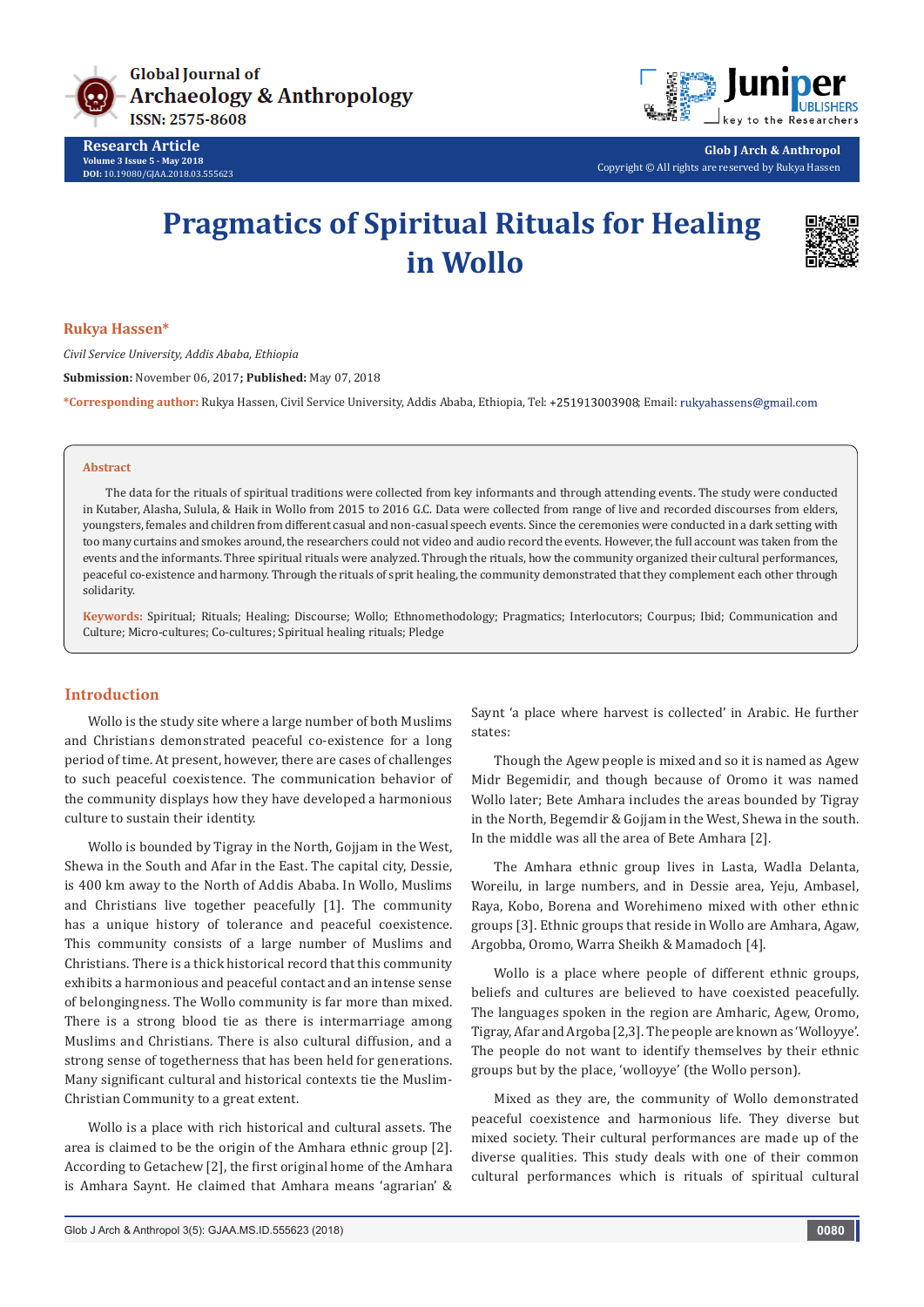Research Article

# Pragmatics of Spiritual Rituals for Healing in Wollo

**Rukya Hassen***

*Civil Service University, Addis Ababa, Ethiopia*

**Submission:** November 06, 2017**; Published:** May 07, 2018

***Corresponding author:** Rukya Hassen, Civil Service University, Addis Ababa, Ethiopia, Tel: +251913003908; Email: rukyahassens@gmail.com

## Abstract

The data for the rituals of spiritual traditions were collected from key informants and through attending events. The study were conducted in Kutaber, Alasha, Sulula, & Haik in Wollo from 2015 to 2016 G.C. Data were collected from range of live and recorded discourses from elders, youngsters, females and children from different casual and non-casual speech events. Since the ceremonies were conducted in a dark setting with too many curtains and smokes around, the researchers could not video and audio record the events. However, the full account was taken from the events and the informants. Three spiritual rituals were analyzed. Through the rituals, how the community organized their cultural performances, peaceful co-existence and harmony. Through the rituals of sprit healing, the community demonstrated that they complement each other through solidarity.

**Keywords:** Spiritual; Rituals; Healing; Discourse; Wollo; Ethnomethodology; Pragmatics; Interlocutors; Courpus; Ibid; Communication and Culture; Micro-cultures; Co-cultures; Spiritual healing rituals; Pledge

## Introduction

Wollo is the study site where a large number of both Muslims and Christians demonstrated peaceful co-existence for a long period of time. At present, however, there are cases of challenges to such peaceful coexistence. The communication behavior of the community displays how they have developed a harmonious culture to sustain their identity.

Wollo is bounded by Tigray in the North, Gojjam in the West, Shewa in the South and Afar in the East. The capital city, Dessie, is 400 km away to the North of Addis Ababa. In Wollo, Muslims and Christians live together peacefully [1]. The community has a unique history of tolerance and peaceful coexistence. This community consists of a large number of Muslims and Christians. There is a thick historical record that this community exhibits a harmonious and peaceful contact and an intense sense of belongingness. The Wollo community is far more than mixed. There is a strong blood tie as there is intermarriage among Muslims and Christians. There is also cultural diffusion, and a strong sense of togetherness that has been held for generations. Many significant cultural and historical contexts tie the Muslim-Christian Community to a great extent.

Wollo is a place with rich historical and cultural assets. The area is claimed to be the origin of the Amhara ethnic group [2]. According to Getachew [2], the first original home of the Amhara is Amhara Saynt. He claimed that Amhara means 'agrarian' & Saynt 'a place where harvest is collected' in Arabic. He further states:

Though the Agew people is mixed and so it is named as Agew Midr Begemidir, and though because of Oromo it was named Wollo later; Bete Amhara includes the areas bounded by Tigray in the North, Begemdir & Gojjam in the West, Shewa in the south. In the middle was all the area of Bete Amhara [2].

The Amhara ethnic group lives in Lasta, Wadla Delanta, Woreilu, in large numbers, and in Dessie area, Yeju, Ambasel, Raya, Kobo, Borena and Worehimeno mixed with other ethnic groups [3]. Ethnic groups that reside in Wollo are Amhara, Agaw, Argobba, Oromo, Warra Sheikh & Mamadoch [4].

Wollo is a place where people of different ethnic groups, beliefs and cultures are believed to have coexisted peacefully. The languages spoken in the region are Amharic, Agew, Oromo, Tigray, Afar and Argoba [2,3]. The people are known as 'Wolloyye'. The people do not want to identify themselves by their ethnic groups but by the place, 'wolloyye' (the Wollo person).

Mixed as they are, the community of Wollo demonstrated peaceful coexistence and harmonious life. They diverse but mixed society. Their cultural performances are made up of the diverse qualities. This study deals with one of their common cultural performances which is rituals of spiritual cultural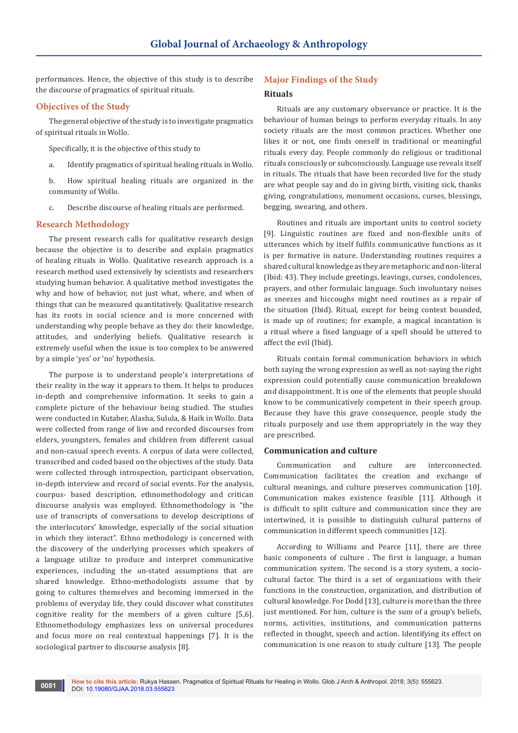performances. Hence, the objective of this study is to describe the discourse of pragmatics of spiritual rituals.

## Objectives of the Study

The general objective of the study is to investigate pragmatics of spiritual rituals in Wollo.

Specifically, it is the objective of this study to

a. Identify pragmatics of spiritual healing rituals in Wollo.

b. How spiritual healing rituals are organized in the community of Wollo.

c. Describe discourse of healing rituals are performed.

## Research Methodology

The present research calls for qualitative research design because the objective is to describe and explain pragmatics of healing rituals in Wollo. Qualitative research approach is a research method used extensively by scientists and researchers studying human behavior. A qualitative method investigates the why and how of behavior, not just what, where, and when of things that can be measured quantitatively. Qualitative research has its roots in social science and is more concerned with understanding why people behave as they do: their knowledge, attitudes, and underlying beliefs. Qualitative research is extremely useful when the issue is too complex to be answered by a simple 'yes' or 'no' hypothesis.

The purpose is to understand people's interpretations of their reality in the way it appears to them. It helps to produces in-depth and comprehensive information. It seeks to gain a complete picture of the behaviour being studied. The studies were conducted in Kutaber, Alasha, Sulula, & Haik in Wollo. Data were collected from range of live and recorded discourses from elders, youngsters, females and children from different casual and non-casual speech events. A corpus of data were collected, transcribed and coded based on the objectives of the study. Data were collected through introspection, participant observation, in-depth interview and record of social events. For the analysis, corpus- based description, ethnomethodology and critican discourse analysis was employed. Ethnomethodology is "the use of transcripts of conversations to develop descriptions of the interlocutors' knowledge, especially of the social situation in which they interact". Ethno methodology is concerned with the discovery of the underlying processes which speakers of a language utilize to produce and interpret communicative experiences, including the un-stated assumptions that are shared knowledge. Ethno-methodologists assume that by going to cultures themselves and becoming immersed in the problems of everyday life, they could discover what constitutes cognitive reality for the members of a given culture [5,6]. Ethnomethodology emphasizes less on universal procedures and focus more on real contextual happenings [7]. It is the sociological partner to discourse analysis [8].

## Major Findings of the Study

### Rituals

Rituals are any customary observance or practice. It is the behaviour of human beings to perform everyday rituals. In any society rituals are the most common practices. Whether one likes it or not, one finds oneself in traditional or meaningful rituals every day. People commonly do religious or traditional rituals consciously or subconsciously. Language use reveals itself in rituals. The rituals that have been recorded live for the study are what people say and do in giving birth, visiting sick, thanks giving, congratulations, monument occasions, curses, blessings, begging, swearing, and others.

Routines and rituals are important units to control society [9]. Linguistic routines are fixed and non-flexible units of utterances which by itself fulfils communicative functions as it is per formative in nature. Understanding routines requires a shared cultural knowledge as they are metaphoric and non-literal (Ibid: 43). They include greetings, leavings, curses, condolences, prayers, and other formulaic language. Such involuntary noises as sneezes and hiccoughs might need routines as a repair of the situation (Ibid). Ritual, except for being context bounded, is made up of routines; for example, a magical incantation is a ritual where a fixed language of a spell should be uttered to affect the evil (Ibid).

Rituals contain formal communication behaviors in which both saying the wrong expression as well as not-saying the right expression could potentially cause communication breakdown and disappointment. It is one of the elements that people should know to be communicatively competent in their speech group. Because they have this grave consequence, people study the rituals purposely and use them appropriately in the way they are prescribed.

### Communication and culture

Communication and culture are interconnected. Communication facilitates the creation and exchange of cultural meanings, and culture preserves communication [10]. Communication makes existence feasible [11]. Although it is difficult to split culture and communication since they are intertwined, it is possible to distinguish cultural patterns of communication in different speech communities [12].

According to Williams and Pearce [11], there are three basic components of culture . The first is language, a human communication system. The second is a story system, a socio-cultural factor. The third is a set of organizations with their functions in the construction, organization, and distribution of cultural knowledge. For Dodd [13], culture is more than the three just mentioned. For him, culture is the sum of a group's beliefs, norms, activities, institutions, and communication patterns reflected in thought, speech and action. Identifying its effect on communication is one reason to study culture [13]. The people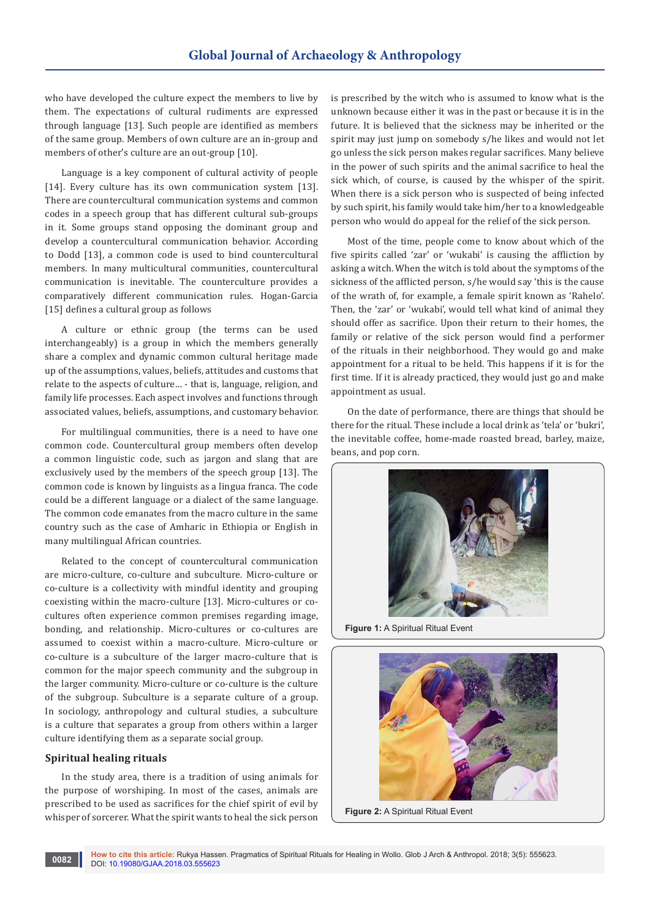who have developed the culture expect the members to live by them. The expectations of cultural rudiments are expressed through language [13]. Such people are identified as members of the same group. Members of own culture are an in-group and members of other's culture are an out-group [10].

Language is a key component of cultural activity of people [14]. Every culture has its own communication system [13]. There are countercultural communication systems and common codes in a speech group that has different cultural sub-groups in it. Some groups stand opposing the dominant group and develop a countercultural communication behavior. According to Dodd [13], a common code is used to bind countercultural members. In many multicultural communities, countercultural communication is inevitable. The counterculture provides a comparatively different communication rules. Hogan-Garcia [15] defines a cultural group as follows

A culture or ethnic group (the terms can be used interchangeably) is a group in which the members generally share a complex and dynamic common cultural heritage made up of the assumptions, values, beliefs, attitudes and customs that relate to the aspects of culture... - that is, language, religion, and family life processes. Each aspect involves and continues through associated values, beliefs, assumptions, and customary behavior.

For multilingual communities, there is a need to have one common code. Countercultural group members often develop a common linguistic code, such as jargon and slang that are exclusively used by the members of the speech group [13]. The common code is known by linguists as a lingua franca. The code could be a different language or a dialect of the same language. The common code emanates from the macro culture in the same country such as the case of Amharic in Ethiopia or English in many multilingual African countries.

Related to the concept of countercultural communication are micro-culture, co-culture and subculture. Micro-culture or co-culture is a collectivity with mindful identity and grouping coexisting within the macro-culture [13]. Micro-cultures or co-cultures often experience common premises regarding image, bonding, and relationship. Micro-cultures or co-cultures are assumed to coexist within a macro-culture. Micro-culture or co-culture is a subculture of the larger macro-culture that is common for the major speech community and the subgroup in the larger community. Micro-culture or co-culture is the culture of the subgroup. Subculture is a separate culture of a group. In sociology, anthropology and cultural studies, a subculture is a culture that separates a group from others within a larger culture identifying them as a separate social group.

## Spiritual healing rituals

In the study area, there is a tradition of using animals for the purpose of worshiping. In most of the cases, animals are prescribed to be used as sacrifices for the chief spirit of evil by whisper of sorcerer. What the spirit wants to heal the sick person is prescribed by the witch who is assumed to know what is the unknown because either it was in the past or because it is in the future. It is believed that the sickness may be inherited or the spirit may just jump on somebody s/he likes and would not let go unless the sick person makes regular sacrifices. Many believe in the power of such spirits and the animal sacrifice to heal the sick which, of course, is caused by the whisper of the spirit. When there is a sick person who is suspected of being infected by such spirit, his family would take him/her to a knowledgeable person who would do appeal for the relief of the sick person.

Most of the time, people come to know about which of the five spirits called 'zar' or 'wukabi' is causing the affliction by asking a witch. When the witch is told about the symptoms of the sickness of the afflicted person, s/he would say 'this is the cause of the wrath of, for example, a female spirit known as 'Rahelo'. Then, the 'zar' or 'wukabi', would tell what kind of animal they should offer as sacrifice. Upon their return to their homes, the family or relative of the sick person would find a performer of the rituals in their neighborhood. They would go and make appointment for a ritual to be held. This happens if it is for the first time. If it is already practiced, they would just go and make appointment as usual.

On the date of performance, there are things that should be there for the ritual. These include a local drink as 'tela' or 'bukri', the inevitable coffee, home-made roasted bread, barley, maize, beans, and pop corn.

**Figure 1:** A Spiritual Ritual Event

**Figure 2:** A Spiritual Ritual Event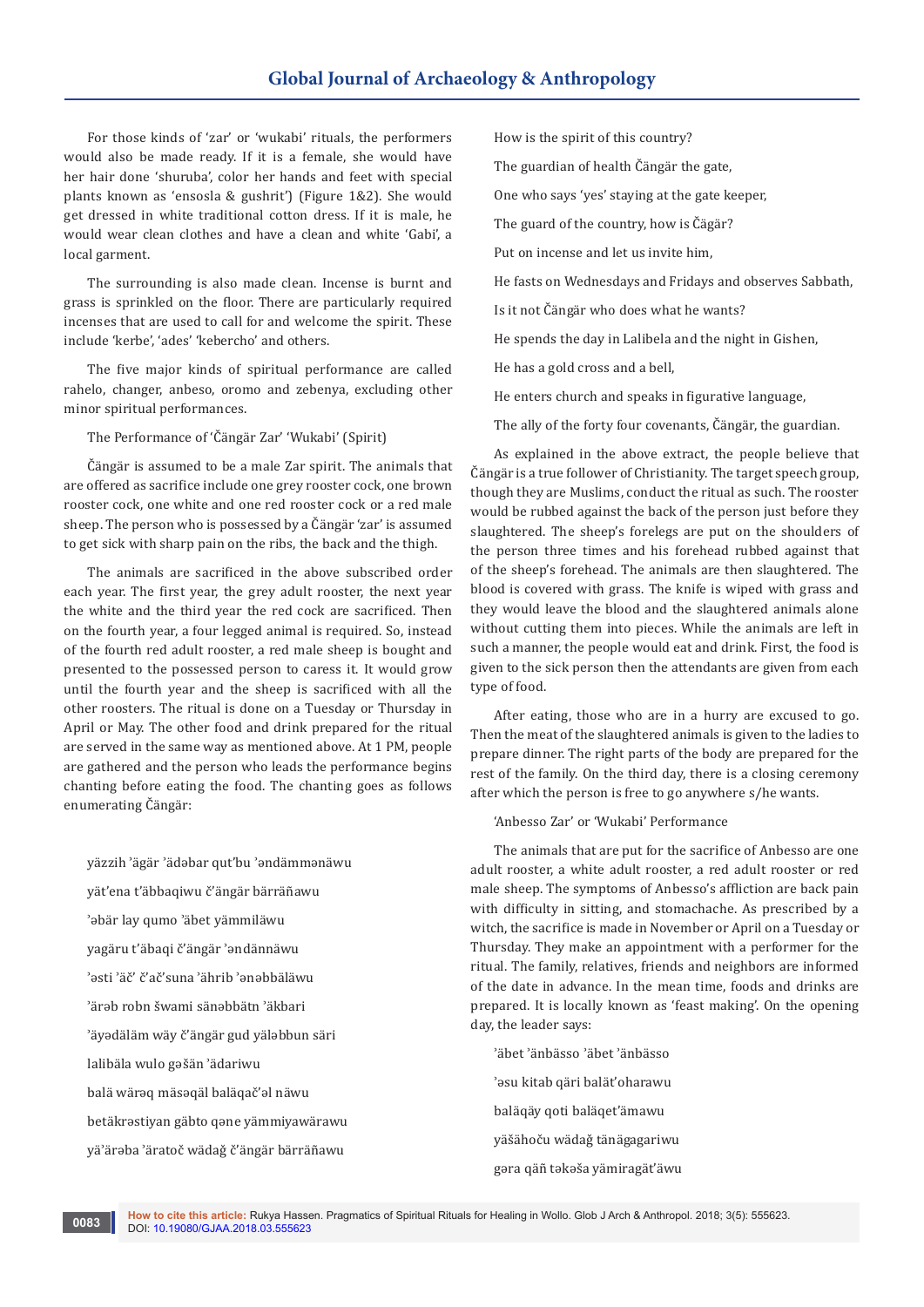For those kinds of 'zar' or 'wukabi' rituals, the performers would also be made ready. If it is a female, she would have her hair done 'shuruba', color her hands and feet with special plants known as 'ensosla & gushrit') (Figure 1&2). She would get dressed in white traditional cotton dress. If it is male, he would wear clean clothes and have a clean and white 'Gabi', a local garment.

The surrounding is also made clean. Incense is burnt and grass is sprinkled on the floor. There are particularly required incenses that are used to call for and welcome the spirit. These include 'kerbe', 'ades' 'kebercho' and others.

The five major kinds of spiritual performance are called rahelo, changer, anbeso, oromo and zebenya, excluding other minor spiritual performances.

The Performance of 'Čängär Zar' 'Wukabi' (Spirit)

Čängär is assumed to be a male Zar spirit. The animals that are offered as sacrifice include one grey rooster cock, one brown rooster cock, one white and one red rooster cock or a red male sheep. The person who is possessed by a Čängär 'zar' is assumed to get sick with sharp pain on the ribs, the back and the thigh.

The animals are sacrificed in the above subscribed order each year. The first year, the grey adult rooster, the next year the white and the third year the red cock are sacrificed. Then on the fourth year, a four legged animal is required. So, instead of the fourth red adult rooster, a red male sheep is bought and presented to the possessed person to caress it. It would grow until the fourth year and the sheep is sacrificed with all the other roosters. The ritual is done on a Tuesday or Thursday in April or May. The other food and drink prepared for the ritual are served in the same way as mentioned above. At 1 PM, people are gathered and the person who leads the performance begins chanting before eating the food. The chanting goes as follows enumerating Čängär:

yäzzih 'ägär 'ädəbar qut'bu 'əndämmənäwu

yät'ena t'äbbaqiwu č'ängär bärräñawu

'əbär lay qumo 'äbet yämmiläwu

yagäru t'äbaqi č'ängär 'əndännäwu

'əsti 'äč' č'ač'suna 'ährib 'ənəbbäläwu

'ärəb robn šwami sänəbbätn 'äkbari

'äyədäläm wäy č'ängär gud yäləbbun säri

lalibäla wulo gəšän 'ädariwu

balä wäräq mäsəqäl baläqač'əl näwu

betäkrəstiyan gäbto qəne yämmiyawärawu

yä'ärəba 'äratoč wädağ č'ängär bärräñawu

How is the spirit of this country?

The guardian of health Čängär the gate,

One who says 'yes' staying at the gate keeper,

The guard of the country, how is Čägär?

Put on incense and let us invite him,

He fasts on Wednesdays and Fridays and observes Sabbath,

Is it not Čängär who does what he wants?

He spends the day in Lalibela and the night in Gishen,

He has a gold cross and a bell,

He enters church and speaks in figurative language,

The ally of the forty four covenants, Čängär, the guardian.

As explained in the above extract, the people believe that Čängär is a true follower of Christianity. The target speech group, though they are Muslims, conduct the ritual as such. The rooster would be rubbed against the back of the person just before they slaughtered. The sheep's forelegs are put on the shoulders of the person three times and his forehead rubbed against that of the sheep's forehead. The animals are then slaughtered. The blood is covered with grass. The knife is wiped with grass and they would leave the blood and the slaughtered animals alone without cutting them into pieces. While the animals are left in such a manner, the people would eat and drink. First, the food is given to the sick person then the attendants are given from each type of food.

After eating, those who are in a hurry are excused to go. Then the meat of the slaughtered animals is given to the ladies to prepare dinner. The right parts of the body are prepared for the rest of the family. On the third day, there is a closing ceremony after which the person is free to go anywhere s/he wants.

'Anbesso Zar' or 'Wukabi' Performance

The animals that are put for the sacrifice of Anbesso are one adult rooster, a white adult rooster, a red adult rooster or red male sheep. The symptoms of Anbesso's affliction are back pain with difficulty in sitting, and stomachache. As prescribed by a witch, the sacrifice is made in November or April on a Tuesday or Thursday. They make an appointment with a performer for the ritual. The family, relatives, friends and neighbors are informed of the date in advance. In the mean time, foods and drinks are prepared. It is locally known as 'feast making'. On the opening day, the leader says:

'äbet 'änbässo 'äbet 'änbässo

'əsu kitab qäri balät'oharawu

baläqäy qoti baläqet'ämawu

yäšähoču wädağ tänägagariwu

gəra qäñ təkəša yämiragät'äwu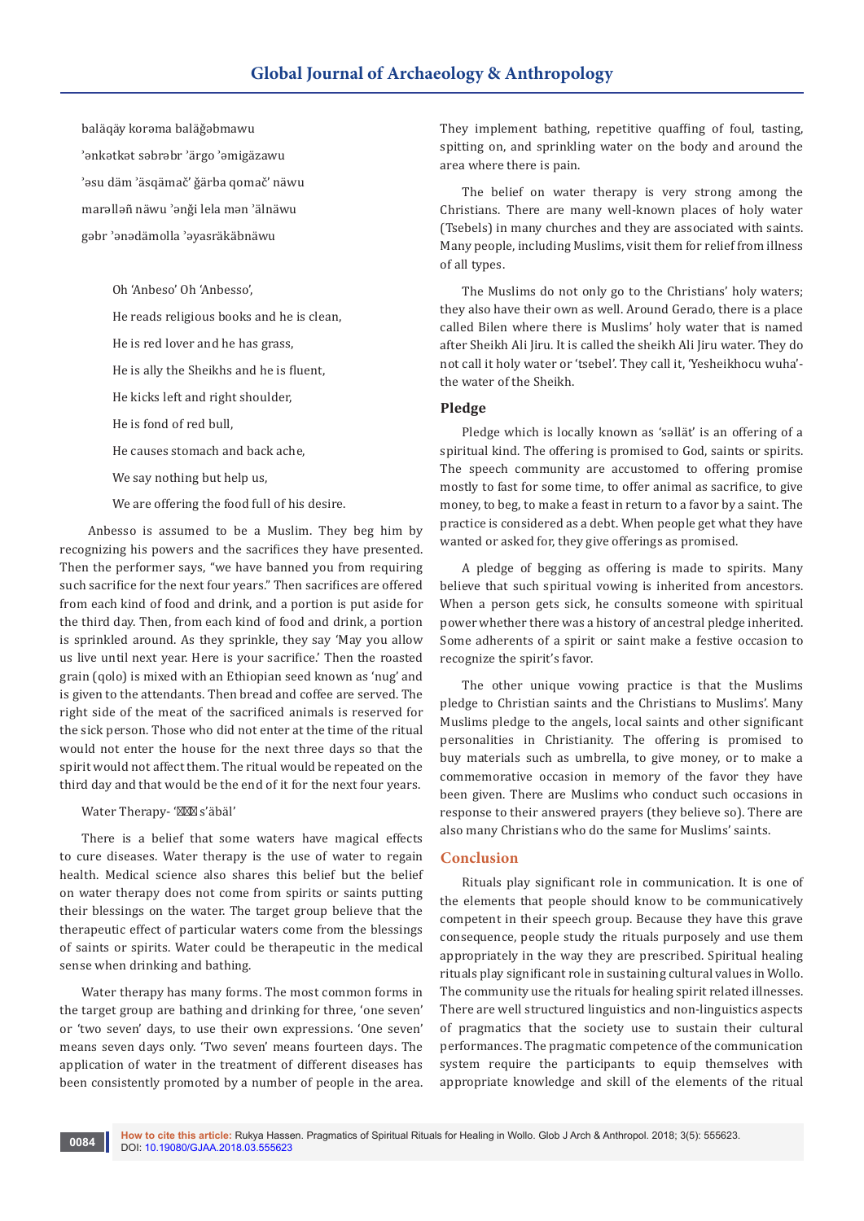baläqäy korəma baläǧəbmawu

ʼənkətkət səbrəbr ʼärgo ʼəmigäzawu

ʼəsu däm ʼäsqämač̣ ǧärba qomač̣ näwu

marəlləñ näwu ʼənǧi lela mən ʼälnäwu

gəbr ʼənədämolla ʼəyasräkäbnäwu

Oh 'Anbeso' Oh 'Anbesso',

He reads religious books and he is clean,

He is red lover and he has grass,

He is ally the Sheikhs and he is fluent,

He kicks left and right shoulder,

He is fond of red bull,

He causes stomach and back ache,

We say nothing but help us,

We are offering the food full of his desire.

Anbesso is assumed to be a Muslim. They beg him by recognizing his powers and the sacrifices they have presented. Then the performer says, "we have banned you from requiring such sacrifice for the next four years." Then sacrifices are offered from each kind of food and drink, and a portion is put aside for the third day. Then, from each kind of food and drink, a portion is sprinkled around. As they sprinkle, they say 'May you allow us live until next year. Here is your sacrifice.' Then the roasted grain (qolo) is mixed with an Ethiopian seed known as 'nug' and is given to the attendants. Then bread and coffee are served. The right side of the meat of the sacrificed animals is reserved for the sick person. Those who did not enter at the time of the ritual would not enter the house for the next three days so that the spirit would not affect them. The ritual would be repeated on the third day and that would be the end of it for the next four years.

Water Therapy- '��� s'äbäl'

There is a belief that some waters have magical effects to cure diseases. Water therapy is the use of water to regain health. Medical science also shares this belief but the belief on water therapy does not come from spirits or saints putting their blessings on the water. The target group believe that the therapeutic effect of particular waters come from the blessings of saints or spirits. Water could be therapeutic in the medical sense when drinking and bathing.

Water therapy has many forms. The most common forms in the target group are bathing and drinking for three, 'one seven' or 'two seven' days, to use their own expressions. 'One seven' means seven days only. 'Two seven' means fourteen days. The application of water in the treatment of different diseases has been consistently promoted by a number of people in the area. They implement bathing, repetitive quaffing of foul, tasting, spitting on, and sprinkling water on the body and around the area where there is pain.

The belief on water therapy is very strong among the Christians. There are many well-known places of holy water (Tsebels) in many churches and they are associated with saints. Many people, including Muslims, visit them for relief from illness of all types.

The Muslims do not only go to the Christians' holy waters; they also have their own as well. Around Gerado, there is a place called Bilen where there is Muslims' holy water that is named after Sheikh Ali Jiru. It is called the sheikh Ali Jiru water. They do not call it holy water or 'tsebel'. They call it, 'Yesheikhocu wuha'- the water of the Sheikh.

### Pledge

Pledge which is locally known as 'səllät' is an offering of a spiritual kind. The offering is promised to God, saints or spirits. The speech community are accustomed to offering promise mostly to fast for some time, to offer animal as sacrifice, to give money, to beg, to make a feast in return to a favor by a saint. The practice is considered as a debt. When people get what they have wanted or asked for, they give offerings as promised.

A pledge of begging as offering is made to spirits. Many believe that such spiritual vowing is inherited from ancestors. When a person gets sick, he consults someone with spiritual power whether there was a history of ancestral pledge inherited. Some adherents of a spirit or saint make a festive occasion to recognize the spirit's favor.

The other unique vowing practice is that the Muslims pledge to Christian saints and the Christians to Muslims'. Many Muslims pledge to the angels, local saints and other significant personalities in Christianity. The offering is promised to buy materials such as umbrella, to give money, or to make a commemorative occasion in memory of the favor they have been given. There are Muslims who conduct such occasions in response to their answered prayers (they believe so). There are also many Christians who do the same for Muslims' saints.

## Conclusion

Rituals play significant role in communication. It is one of the elements that people should know to be communicatively competent in their speech group. Because they have this grave consequence, people study the rituals purposely and use them appropriately in the way they are prescribed. Spiritual healing rituals play significant role in sustaining cultural values in Wollo. The community use the rituals for healing spirit related illnesses. There are well structured linguistics and non-linguistics aspects of pragmatics that the society use to sustain their cultural performances. The pragmatic competence of the communication system require the participants to equip themselves with appropriate knowledge and skill of the elements of the ritual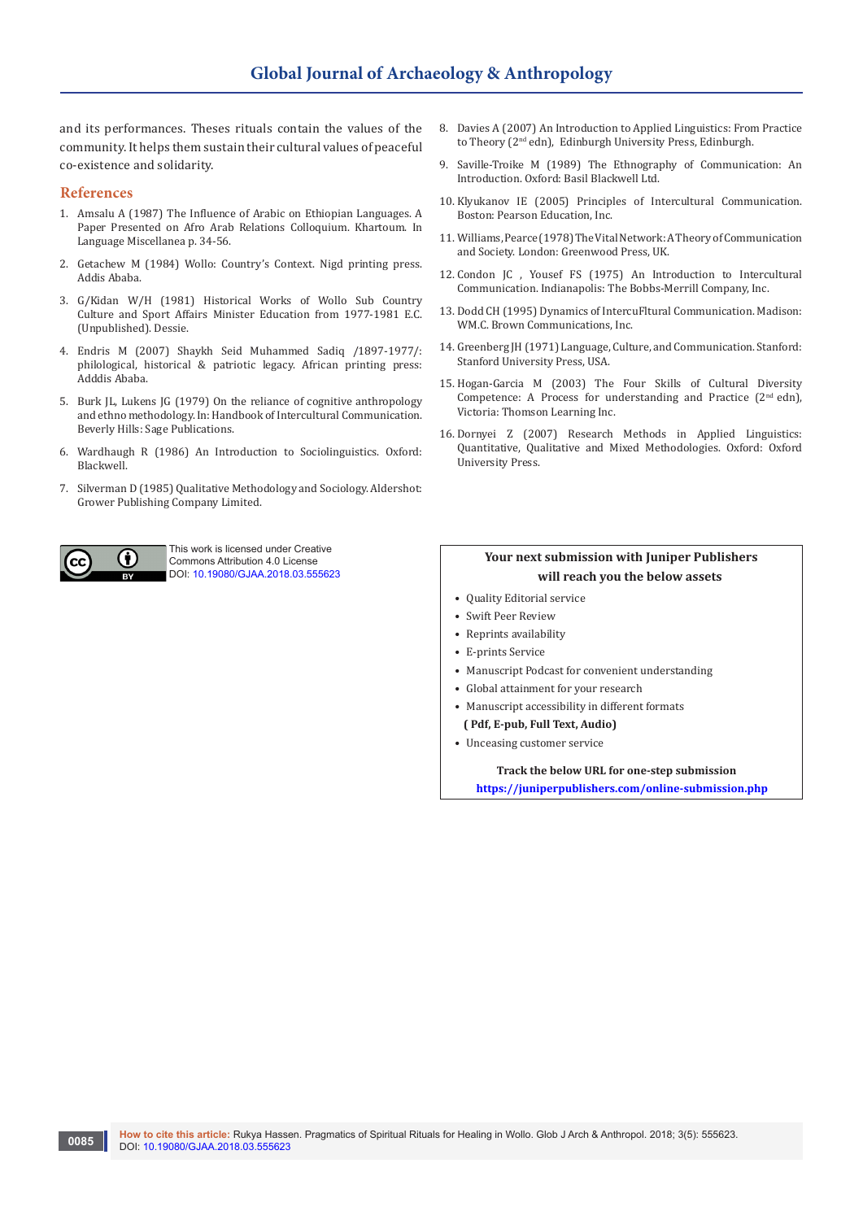and its performances. Theses rituals contain the values of the community. It helps them sustain their cultural values of peaceful co-existence and solidarity.

## References

1. Amsalu A (1987) The Influence of Arabic on Ethiopian Languages. A Paper Presented on Afro Arab Relations Colloquium. Khartoum. In Language Miscellanea p. 34-56.
2. Getachew M (1984) Wollo: Country's Context. Nigd printing press. Addis Ababa.
3. G/Kidan W/H (1981) Historical Works of Wollo Sub Country Culture and Sport Affairs Minister Education from 1977-1981 E.C. (Unpublished). Dessie.
4. Endris M (2007) Shaykh Seid Muhammed Sadiq /1897-1977/: philological, historical & patriotic legacy. African printing press: Adddis Ababa.
5. Burk JL, Lukens JG (1979) On the reliance of cognitive anthropology and ethno methodology. In: Handbook of Intercultural Communication. Beverly Hills: Sage Publications.
6. Wardhaugh R (1986) An Introduction to Sociolinguistics. Oxford: Blackwell.
7. Silverman D (1985) Qualitative Methodology and Sociology. Aldershot: Grower Publishing Company Limited.
8. Davies A (2007) An Introduction to Applied Linguistics: From Practice to Theory (2nd edn), Edinburgh University Press, Edinburgh.
9. Saville-Troike M (1989) The Ethnography of Communication: An Introduction. Oxford: Basil Blackwell Ltd.
10. Klyukanov IE (2005) Principles of Intercultural Communication. Boston: Pearson Education, Inc.
11. Williams, Pearce (1978) The Vital Network: A Theory of Communication and Society. London: Greenwood Press, UK.
12. Condon JC , Yousef FS (1975) An Introduction to Intercultural Communication. Indianapolis: The Bobbs-Merrill Company, Inc.
13. Dodd CH (1995) Dynamics of IntercuFltural Communication. Madison: WM.C. Brown Communications, Inc.
14. Greenberg JH (1971) Language, Culture, and Communication. Stanford: Stanford University Press, USA.
15. Hogan-Garcia M (2003) The Four Skills of Cultural Diversity Competence: A Process for understanding and Practice (2nd edn), Victoria: Thomson Learning Inc.
16. Dornyei Z (2007) Research Methods in Applied Linguistics: Quantitative, Qualitative and Mixed Methodologies. Oxford: Oxford University Press.

This work is licensed under Creative Commons Attribution 4.0 License
DOI: 10.19080/GJAA.2018.03.555623

**Your next submission with Juniper Publishers will reach you the below assets**

- Quality Editorial service
- Swift Peer Review
- Reprints availability
- E-prints Service
- Manuscript Podcast for convenient understanding
- Global attainment for your research
- Manuscript accessibility in different formats
  **( Pdf, E-pub, Full Text, Audio)**
- Unceasing customer service

**Track the below URL for one-step submission**
**https://juniperpublishers.com/online-submission.php**

**How to cite this article:** Rukya Hassen. Pragmatics of Spiritual Rituals for Healing in Wollo. Glob J Arch & Anthropol. 2018; 3(5): 555623. DOI: 10.19080/GJAA.2018.03.555623